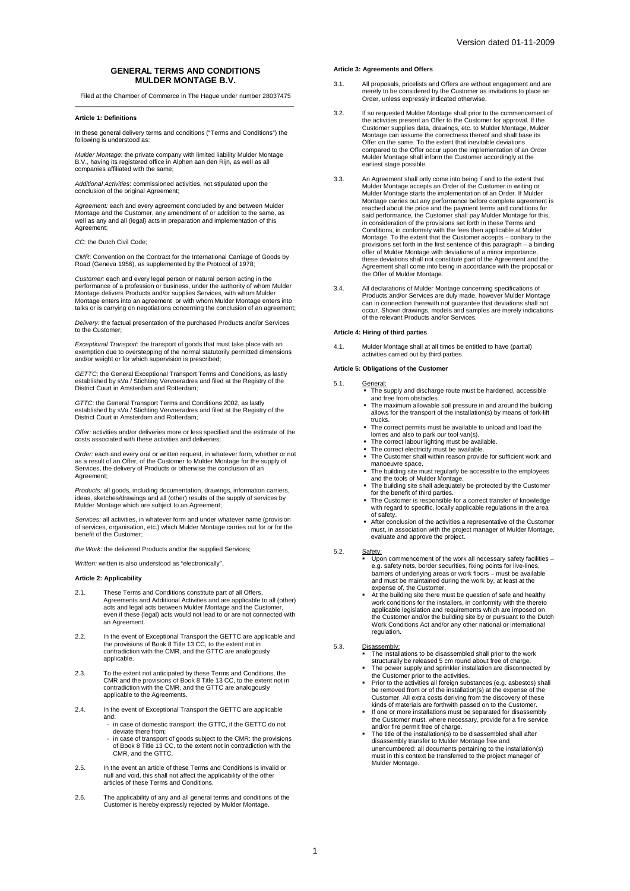Version dated 01-11-2009

# GENERAL TERMS AND CONDITIONS
# MULDER MONTAGE B.V.

Filed at the Chamber of Commerce in The Hague under number 28037475

## Article 1: Definitions

In these general delivery terms and conditions ("Terms and Conditions") the following is understood as:

*Mulder Montage*: the private company with limited liability Mulder Montage B.V., having its registered office in Alphen aan den Rijn, as well as all companies affiliated with the same;

*Additional Activities*: commissioned activities, not stipulated upon the conclusion of the original Agreement;

*Agreement:* each and every agreement concluded by and between Mulder Montage and the Customer, any amendment of or addition to the same, as well as any and all (legal) acts in preparation and implementation of this Agreement;

*CC*: the Dutch Civil Code;

*CMR*: Convention on the Contract for the International Carriage of Goods by Road (Geneva 1956), as supplemented by the Protocol of 1978;

*Customer:* each and every legal person or natural person acting in the performance of a profession or business, under the authority of whom Mulder Montage delivers Products and/or supplies Services, with whom Mulder Montage enters into an agreement or with whom Mulder Montage enters into talks or is carrying on negotiations concerning the conclusion of an agreement;

*Delivery:* the factual presentation of the purchased Products and/or Services to the Customer;

*Exceptional Transport*: the transport of goods that must take place with an exemption due to overstepping of the normal statutorily permitted dimensions and/or weight or for which supervision is prescribed;

*GETTC*: the General Exceptional Transport Terms and Conditions, as lastly established by sVa / Stichting Vervoeradres and filed at the Registry of the District Court in Amsterdam and Rotterdam;

*GTTC*: the General Transport Terms and Conditions 2002, as lastly established by sVa / Stichting Vervoeradres and filed at the Registry of the District Court in Amsterdam and Rotterdam;

*Offer:* activities and/or deliveries more or less specified and the estimate of the costs associated with these activities and deliveries;

*Order:* each and every oral or written request, in whatever form, whether or not as a result of an Offer, of the Customer to Mulder Montage for the supply of Services, the delivery of Products or otherwise the conclusion of an Agreement;

*Products:* all goods, including documentation, drawings, information carriers, ideas, sketches/drawings and all (other) results of the supply of services by Mulder Montage which are subject to an Agreement;

*Services:* all activities, in whatever form and under whatever name (provision of services, organisation, etc.) which Mulder Montage carries out for or for the benefit of the Customer;

*the Work:* the delivered Products and/or the supplied Services;

*Written:* written is also understood as "electronically".

## Article 2: Applicability

2.1. These Terms and Conditions constitute part of all Offers, Agreements and Additional Activities and are applicable to all (other) acts and legal acts between Mulder Montage and the Customer, even if these (legal) acts would not lead to or are not connected with an Agreement.

2.2. In the event of Exceptional Transport the GETTC are applicable and the provisions of Book 8 Title 13 CC, to the extent not in contradiction with the CMR, and the GTTC are analogously applicable.

2.3. To the extent not anticipated by these Terms and Conditions, the CMR and the provisions of Book 8 Title 13 CC, to the extent not in contradiction with the CMR, and the GTTC are analogously applicable to the Agreements.

2.4. In the event of Exceptional Transport the GETTC are applicable and:
- in case of domestic transport: the GTTC, if the GETTC do not deviate there from;
- in case of transport of goods subject to the CMR: the provisions of Book 8 Title 13 CC, to the extent not in contradiction with the CMR, and the GTTC.

2.5. In the event an article of these Terms and Conditions is invalid or null and void, this shall not affect the applicability of the other articles of these Terms and Conditions.

2.6. The applicability of any and all general terms and conditions of the Customer is hereby expressly rejected by Mulder Montage.

## Article 3: Agreements and Offers

3.1. All proposals, pricelists and Offers are without engagement and are merely to be considered by the Customer as invitations to place an Order, unless expressly indicated otherwise.

3.2. If so requested Mulder Montage shall prior to the commencement of the activities present an Offer to the Customer for approval. If the Customer supplies data, drawings, etc. to Mulder Montage, Mulder Montage can assume the correctness thereof and shall base its Offer on the same. To the extent that inevitable deviations compared to the Offer occur upon the implementation of an Order Mulder Montage shall inform the Customer accordingly at the earliest stage possible.

3.3. An Agreement shall only come into being if and to the extent that Mulder Montage accepts an Order of the Customer in writing or Mulder Montage starts the implementation of an Order. If Mulder Montage carries out any performance before complete agreement is reached about the price and the payment terms and conditions for said performance, the Customer shall pay Mulder Montage for this, in consideration of the provisions set forth in these Terms and Conditions, in conformity with the fees then applicable at Mulder Montage. To the extent that the Customer accepts – contrary to the provisions set forth in the first sentence of this paragraph – a binding offer of Mulder Montage with deviations of a minor importance, these deviations shall not constitute part of the Agreement and the Agreement shall come into being in accordance with the proposal or the Offer of Mulder Montage.

3.4. All declarations of Mulder Montage concerning specifications of Products and/or Services are duly made, however Mulder Montage can in connection therewith not guarantee that deviations shall not occur. Shown drawings, models and samples are merely indications of the relevant Products and/or Services.

## Article 4: Hiring of third parties

4.1. Mulder Montage shall at all times be entitled to have (partial) activities carried out by third parties.

## Article 5: Obligations of the Customer

5.1. General:
- The supply and discharge route must be hardened, accessible and free from obstacles.
- The maximum allowable soil pressure in and around the building allows for the transport of the installation(s) by means of fork-lift trucks.
- The correct permits must be available to unload and load the lorries and also to park our tool van(s).
- The correct labour lighting must be available.
- The correct electricity must be available.
- The Customer shall within reason provide for sufficient work and manoeuvre space.
- The building site must regularly be accessible to the employees and the tools of Mulder Montage.
- The building site shall adequately be protected by the Customer for the benefit of third parties.
- The Customer is responsible for a correct transfer of knowledge with regard to specific, locally applicable regulations in the area of safety.
- After conclusion of the activities a representative of the Customer must, in association with the project manager of Mulder Montage, evaluate and approve the project.

5.2. Safety:
- Upon commencement of the work all necessary safety facilities – e.g. safety nets, border securities, fixing points for live-lines, barriers of underlying areas or work floors – must be available and must be maintained during the work by, at least at the expense of, the Customer.
- At the building site there must be question of safe and healthy work conditions for the installers, in conformity with the thereto applicable legislation and requirements which are imposed on the Customer and/or the building site by or pursuant to the Dutch Work Conditions Act and/or any other national or international regulation.

5.3. Disassembly:
- The installations to be disassembled shall prior to the work structurally be released 5 cm round about free of charge.
- The power supply and sprinkler installation are disconnected by the Customer prior to the activities.
- Prior to the activities all foreign substances (e.g. asbestos) shall be removed from or of the installation(s) at the expense of the Customer. All extra costs deriving from the discovery of these kinds of materials are forthwith passed on to the Customer.
- If one or more installations must be separated for disassembly the Customer must, where necessary, provide for a fire service and/or fire permit free of charge.
- The title of the installation(s) to be disassembled shall after disassembly transfer to Mulder Montage free and unencumbered: all documents pertaining to the installation(s) must in this context be transferred to the project manager of Mulder Montage.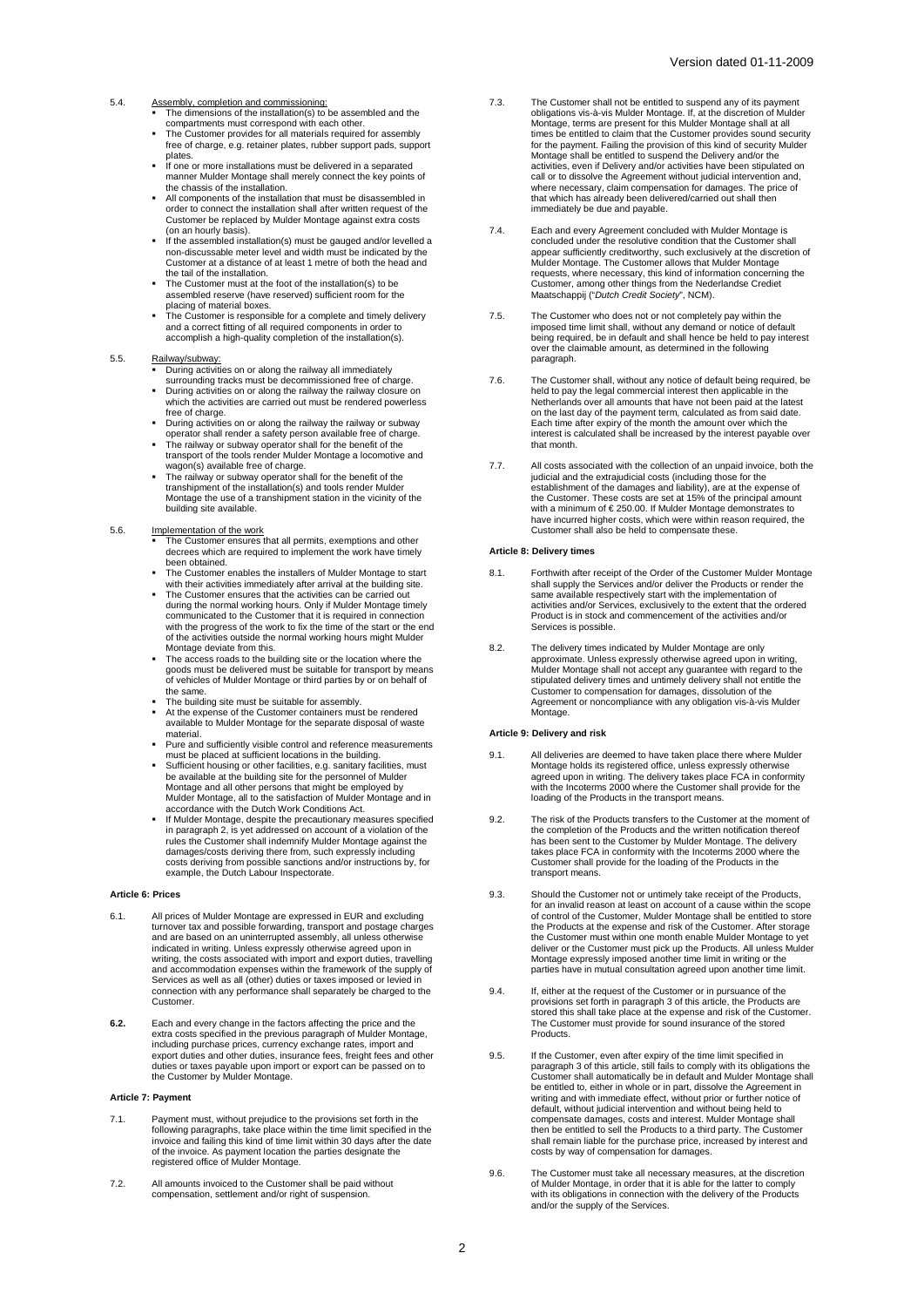5.4. Assembly, completion and commissioning:

- The dimensions of the installation(s) to be assembled and the compartments must correspond with each other.
- The Customer provides for all materials required for assembly free of charge, e.g. retainer plates, rubber support pads, support plates.
- If one or more installations must be delivered in a separated manner Mulder Montage shall merely connect the key points of the chassis of the installation.
- All components of the installation that must be disassembled in order to connect the installation shall after written request of the Customer be replaced by Mulder Montage against extra costs (on an hourly basis).
- If the assembled installation(s) must be gauged and/or levelled a non-discussable meter level and width must be indicated by the Customer at a distance of at least 1 metre of both the head and the tail of the installation.
- The Customer must at the foot of the installation(s) to be assembled reserve (have reserved) sufficient room for the placing of material boxes.
- The Customer is responsible for a complete and timely delivery and a correct fitting of all required components in order to accomplish a high-quality completion of the installation(s).

5.5. Railway/subway:

- During activities on or along the railway all immediately surrounding tracks must be decommissioned free of charge.
- During activities on or along the railway the railway closure on which the activities are carried out must be rendered powerless free of charge.
- During activities on or along the railway the railway or subway operator shall render a safety person available free of charge.
- The railway or subway operator shall for the benefit of the transport of the tools render Mulder Montage a locomotive and wagon(s) available free of charge.
- The railway or subway operator shall for the benefit of the transhipment of the installation(s) and tools render Mulder Montage the use of a transhipment station in the vicinity of the building site available.

5.6. Implementation of the work

- The Customer ensures that all permits, exemptions and other decrees which are required to implement the work have timely been obtained.
- The Customer enables the installers of Mulder Montage to start with their activities immediately after arrival at the building site.
- The Customer ensures that the activities can be carried out during the normal working hours. Only if Mulder Montage timely communicated to the Customer that it is required in connection with the progress of the work to fix the time of the start or the end of the activities outside the normal working hours might Mulder Montage deviate from this.
- The access roads to the building site or the location where the goods must be delivered must be suitable for transport by means of vehicles of Mulder Montage or third parties by or on behalf of the same.
- The building site must be suitable for assembly.
- At the expense of the Customer containers must be rendered available to Mulder Montage for the separate disposal of waste material.
- Pure and sufficiently visible control and reference measurements must be placed at sufficient locations in the building.
- Sufficient housing or other facilities, e.g. sanitary facilities, must be available at the building site for the personnel of Mulder Montage and all other persons that might be employed by Mulder Montage, all to the satisfaction of Mulder Montage and in accordance with the Dutch Work Conditions Act.
- If Mulder Montage, despite the precautionary measures specified in paragraph 2, is yet addressed on account of a violation of the rules the Customer shall indemnify Mulder Montage against the damages/costs deriving there from, such expressly including costs deriving from possible sanctions and/or instructions by, for example, the Dutch Labour Inspectorate.

**Article 6: Prices**

6.1. All prices of Mulder Montage are expressed in EUR and excluding turnover tax and possible forwarding, transport and postage charges and are based on an uninterrupted assembly, all unless otherwise indicated in writing. Unless expressly otherwise agreed upon in writing, the costs associated with import and export duties, travelling and accommodation expenses within the framework of the supply of Services as well as all (other) duties or taxes imposed or levied in connection with any performance shall separately be charged to the Customer.

**6.2.** Each and every change in the factors affecting the price and the extra costs specified in the previous paragraph of Mulder Montage, including purchase prices, currency exchange rates, import and export duties and other duties, insurance fees, freight fees and other duties or taxes payable upon import or export can be passed on to the Customer by Mulder Montage.

**Article 7: Payment**

7.1. Payment must, without prejudice to the provisions set forth in the following paragraphs, take place within the time limit specified in the invoice and failing this kind of time limit within 30 days after the date of the invoice. As payment location the parties designate the registered office of Mulder Montage.

7.2. All amounts invoiced to the Customer shall be paid without compensation, settlement and/or right of suspension.

7.3. The Customer shall not be entitled to suspend any of its payment obligations vis-à-vis Mulder Montage. If, at the discretion of Mulder Montage, terms are present for this Mulder Montage shall at all times be entitled to claim that the Customer provides sound security for the payment. Failing the provision of this kind of security Mulder Montage shall be entitled to suspend the Delivery and/or the activities, even if Delivery and/or activities have been stipulated on call or to dissolve the Agreement without judicial intervention and, where necessary, claim compensation for damages. The price of that which has already been delivered/carried out shall then immediately be due and payable.

7.4. Each and every Agreement concluded with Mulder Montage is concluded under the resolutive condition that the Customer shall appear sufficiently creditworthy, such exclusively at the discretion of Mulder Montage. The Customer allows that Mulder Montage requests, where necessary, this kind of information concerning the Customer, among other things from the Nederlandse Crediet Maatschappij ("*Dutch Credit Society*", NCM).

7.5. The Customer who does not or not completely pay within the imposed time limit shall, without any demand or notice of default being required, be in default and shall hence be held to pay interest over the claimable amount, as determined in the following paragraph.

7.6. The Customer shall, without any notice of default being required, be held to pay the legal commercial interest then applicable in the Netherlands over all amounts that have not been paid at the latest on the last day of the payment term, calculated as from said date. Each time after expiry of the month the amount over which the interest is calculated shall be increased by the interest payable over that month.

7.7. All costs associated with the collection of an unpaid invoice, both the judicial and the extrajudicial costs (including those for the establishment of the damages and liability), are at the expense of the Customer. These costs are set at 15% of the principal amount with a minimum of € 250.00. If Mulder Montage demonstrates to have incurred higher costs, which were within reason required, the Customer shall also be held to compensate these.

**Article 8: Delivery times**

8.1. Forthwith after receipt of the Order of the Customer Mulder Montage shall supply the Services and/or deliver the Products or render the same available respectively start with the implementation of activities and/or Services, exclusively to the extent that the ordered Product is in stock and commencement of the activities and/or Services is possible.

8.2. The delivery times indicated by Mulder Montage are only approximate. Unless expressly otherwise agreed upon in writing, Mulder Montage shall not accept any guarantee with regard to the stipulated delivery times and untimely delivery shall not entitle the Customer to compensation for damages, dissolution of the Agreement or noncompliance with any obligation vis-à-vis Mulder Montage.

**Article 9: Delivery and risk**

9.1. All deliveries are deemed to have taken place there where Mulder Montage holds its registered office, unless expressly otherwise agreed upon in writing. The delivery takes place FCA in conformity with the Incoterms 2000 where the Customer shall provide for the loading of the Products in the transport means.

9.2. The risk of the Products transfers to the Customer at the moment of the completion of the Products and the written notification thereof has been sent to the Customer by Mulder Montage. The delivery takes place FCA in conformity with the Incoterms 2000 where the Customer shall provide for the loading of the Products in the transport means.

9.3. Should the Customer not or untimely take receipt of the Products, for an invalid reason at least on account of a cause within the scope of control of the Customer, Mulder Montage shall be entitled to store the Products at the expense and risk of the Customer. After storage the Customer must within one month enable Mulder Montage to yet deliver or the Customer must pick up the Products. All unless Mulder Montage expressly imposed another time limit in writing or the parties have in mutual consultation agreed upon another time limit.

9.4. If, either at the request of the Customer or in pursuance of the provisions set forth in paragraph 3 of this article, the Products are stored this shall take place at the expense and risk of the Customer. The Customer must provide for sound insurance of the stored Products.

9.5. If the Customer, even after expiry of the time limit specified in paragraph 3 of this article, still fails to comply with its obligations the Customer shall automatically be in default and Mulder Montage shall be entitled to, either in whole or in part, dissolve the Agreement in writing and with immediate effect, without prior or further notice of default, without judicial intervention and without being held to compensate damages, costs and interest. Mulder Montage shall then be entitled to sell the Products to a third party. The Customer shall remain liable for the purchase price, increased by interest and costs by way of compensation for damages.

9.6. The Customer must take all necessary measures, at the discretion of Mulder Montage, in order that it is able for the latter to comply with its obligations in connection with the delivery of the Products and/or the supply of the Services.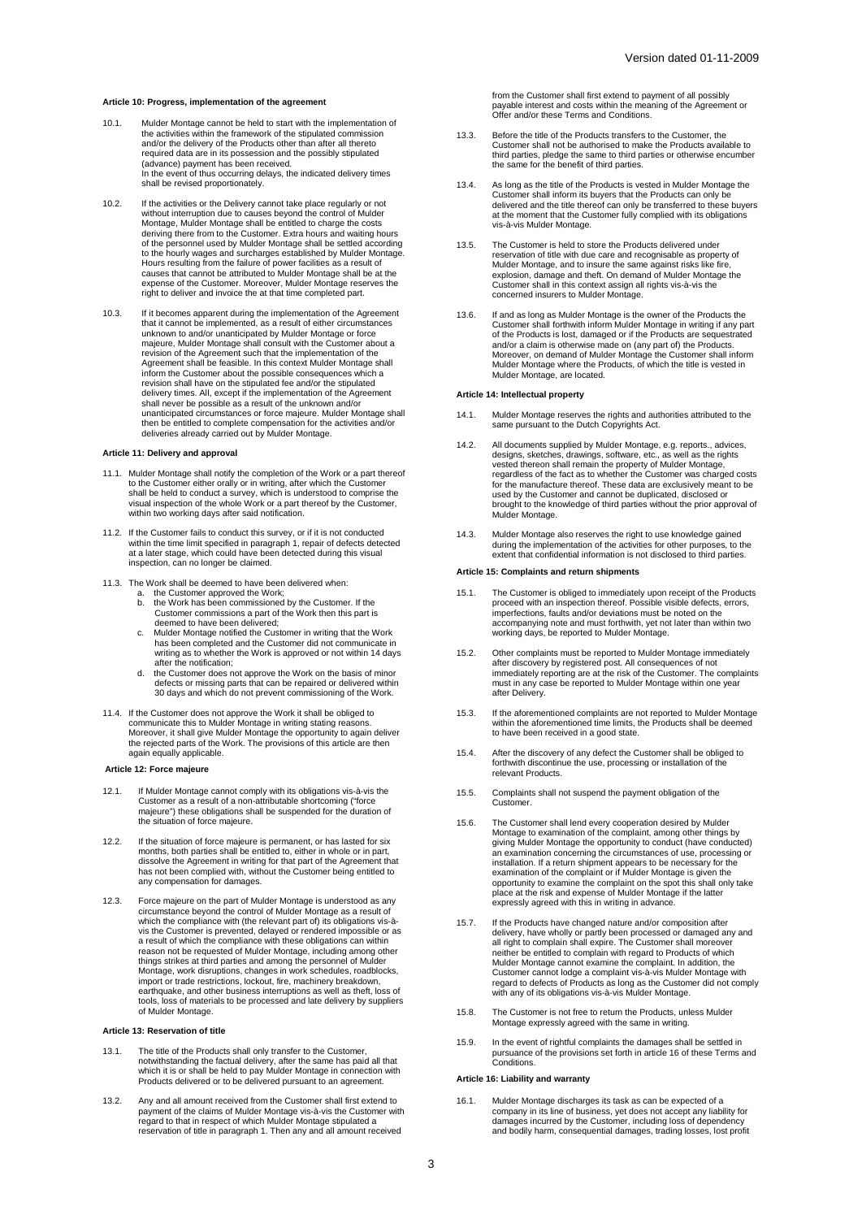**Article 10: Progress, implementation of the agreement**

10.1. Mulder Montage cannot be held to start with the implementation of the activities within the framework of the stipulated commission and/or the delivery of the Products other than after all thereto required data are in its possession and the possibly stipulated (advance) payment has been received. In the event of thus occurring delays, the indicated delivery times shall be revised proportionately.

10.2. If the activities or the Delivery cannot take place regularly or not without interruption due to causes beyond the control of Mulder Montage, Mulder Montage shall be entitled to charge the costs deriving there from to the Customer. Extra hours and waiting hours of the personnel used by Mulder Montage shall be settled according to the hourly wages and surcharges established by Mulder Montage. Hours resulting from the failure of power facilities as a result of causes that cannot be attributed to Mulder Montage shall be at the expense of the Customer. Moreover, Mulder Montage reserves the right to deliver and invoice the at that time completed part.

10.3. If it becomes apparent during the implementation of the Agreement that it cannot be implemented, as a result of either circumstances unknown to and/or unanticipated by Mulder Montage or force majeure, Mulder Montage shall consult with the Customer about a revision of the Agreement such that the implementation of the Agreement shall be feasible. In this context Mulder Montage shall inform the Customer about the possible consequences which a revision shall have on the stipulated fee and/or the stipulated delivery times. All, except if the implementation of the Agreement shall never be possible as a result of the unknown and/or unanticipated circumstances or force majeure. Mulder Montage shall then be entitled to complete compensation for the activities and/or deliveries already carried out by Mulder Montage.

**Article 11: Delivery and approval**

11.1. Mulder Montage shall notify the completion of the Work or a part thereof to the Customer either orally or in writing, after which the Customer shall be held to conduct a survey, which is understood to comprise the visual inspection of the whole Work or a part thereof by the Customer, within two working days after said notification.

11.2. If the Customer fails to conduct this survey, or if it is not conducted within the time limit specified in paragraph 1, repair of defects detected at a later stage, which could have been detected during this visual inspection, can no longer be claimed.

11.3. The Work shall be deemed to have been delivered when:
   a. the Customer approved the Work;
   b. the Work has been commissioned by the Customer. If the Customer commissions a part of the Work then this part is deemed to have been delivered;
   c. Mulder Montage notified the Customer in writing that the Work has been completed and the Customer did not communicate in writing as to whether the Work is approved or not within 14 days after the notification;
   d. the Customer does not approve the Work on the basis of minor defects or missing parts that can be repaired or delivered within 30 days and which do not prevent commissioning of the Work.

11.4. If the Customer does not approve the Work it shall be obliged to communicate this to Mulder Montage in writing stating reasons. Moreover, it shall give Mulder Montage the opportunity to again deliver the rejected parts of the Work. The provisions of this article are then again equally applicable.

**Article 12: Force majeure**

12.1. If Mulder Montage cannot comply with its obligations vis-à-vis the Customer as a result of a non-attributable shortcoming ("force majeure") these obligations shall be suspended for the duration of the situation of force majeure.

12.2. If the situation of force majeure is permanent, or has lasted for six months, both parties shall be entitled to, either in whole or in part, dissolve the Agreement in writing for that part of the Agreement that has not been complied with, without the Customer being entitled to any compensation for damages.

12.3. Force majeure on the part of Mulder Montage is understood as any circumstance beyond the control of Mulder Montage as a result of which the compliance with (the relevant part of) its obligations vis-à-vis the Customer is prevented, delayed or rendered impossible or as a result of which the compliance with these obligations can within reason not be requested of Mulder Montage, including among other things strikes at third parties and among the personnel of Mulder Montage, work disruptions, changes in work schedules, roadblocks, import or trade restrictions, lockout, fire, machinery breakdown, earthquake, and other business interruptions as well as theft, loss of tools, loss of materials to be processed and late delivery by suppliers of Mulder Montage.

**Article 13: Reservation of title**

13.1. The title of the Products shall only transfer to the Customer, notwithstanding the factual delivery, after the same has paid all that which it is or shall be held to pay Mulder Montage in connection with Products delivered or to be delivered pursuant to an agreement.

13.2. Any and all amount received from the Customer shall first extend to payment of the claims of Mulder Montage vis-à-vis the Customer with regard to that in respect of which Mulder Montage stipulated a reservation of title in paragraph 1. Then any and all amount received from the Customer shall first extend to payment of all possibly payable interest and costs within the meaning of the Agreement or Offer and/or these Terms and Conditions.

13.3. Before the title of the Products transfers to the Customer, the Customer shall not be authorised to make the Products available to third parties, pledge the same to third parties or otherwise encumber the same for the benefit of third parties.

13.4. As long as the title of the Products is vested in Mulder Montage the Customer shall inform its buyers that the Products can only be delivered and the title thereof can only be transferred to these buyers at the moment that the Customer fully complied with its obligations vis-à-vis Mulder Montage.

13.5. The Customer is held to store the Products delivered under reservation of title with due care and recognisable as property of Mulder Montage, and to insure the same against risks like fire, explosion, damage and theft. On demand of Mulder Montage the Customer shall in this context assign all rights vis-à-vis the concerned insurers to Mulder Montage.

13.6. If and as long as Mulder Montage is the owner of the Products the Customer shall forthwith inform Mulder Montage in writing if any part of the Products is lost, damaged or if the Products are sequestrated and/or a claim is otherwise made on (any part of) the Products. Moreover, on demand of Mulder Montage the Customer shall inform Mulder Montage where the Products, of which the title is vested in Mulder Montage, are located.

**Article 14: Intellectual property**

14.1. Mulder Montage reserves the rights and authorities attributed to the same pursuant to the Dutch Copyrights Act.

14.2. All documents supplied by Mulder Montage, e.g. reports., advices, designs, sketches, drawings, software, etc., as well as the rights vested thereon shall remain the property of Mulder Montage, regardless of the fact as to whether the Customer was charged costs for the manufacture thereof. These data are exclusively meant to be used by the Customer and cannot be duplicated, disclosed or brought to the knowledge of third parties without the prior approval of Mulder Montage.

14.3. Mulder Montage also reserves the right to use knowledge gained during the implementation of the activities for other purposes, to the extent that confidential information is not disclosed to third parties.

**Article 15: Complaints and return shipments**

15.1. The Customer is obliged to immediately upon receipt of the Products proceed with an inspection thereof. Possible visible defects, errors, imperfections, faults and/or deviations must be noted on the accompanying note and must forthwith, yet not later than within two working days, be reported to Mulder Montage.

15.2. Other complaints must be reported to Mulder Montage immediately after discovery by registered post. All consequences of not immediately reporting are at the risk of the Customer. The complaints must in any case be reported to Mulder Montage within one year after Delivery.

15.3. If the aforementioned complaints are not reported to Mulder Montage within the aforementioned time limits, the Products shall be deemed to have been received in a good state.

15.4. After the discovery of any defect the Customer shall be obliged to forthwith discontinue the use, processing or installation of the relevant Products.

15.5. Complaints shall not suspend the payment obligation of the Customer.

15.6. The Customer shall lend every cooperation desired by Mulder Montage to examination of the complaint, among other things by giving Mulder Montage the opportunity to conduct (have conducted) an examination concerning the circumstances of use, processing or installation. If a return shipment appears to be necessary for the examination of the complaint or if Mulder Montage is given the opportunity to examine the complaint on the spot this shall only take place at the risk and expense of Mulder Montage if the latter expressly agreed with this in writing in advance.

15.7. If the Products have changed nature and/or composition after delivery, have wholly or partly been processed or damaged any and all right to complain shall expire. The Customer shall moreover neither be entitled to complain with regard to Products of which Mulder Montage cannot examine the complaint. In addition, the Customer cannot lodge a complaint vis-à-vis Mulder Montage with regard to defects of Products as long as the Customer did not comply with any of its obligations vis-à-vis Mulder Montage.

15.8. The Customer is not free to return the Products, unless Mulder Montage expressly agreed with the same in writing.

15.9. In the event of rightful complaints the damages shall be settled in pursuance of the provisions set forth in article 16 of these Terms and Conditions.

**Article 16: Liability and warranty**

16.1. Mulder Montage discharges its task as can be expected of a company in its line of business, yet does not accept any liability for damages incurred by the Customer, including loss of dependency and bodily harm, consequential damages, trading losses, lost profit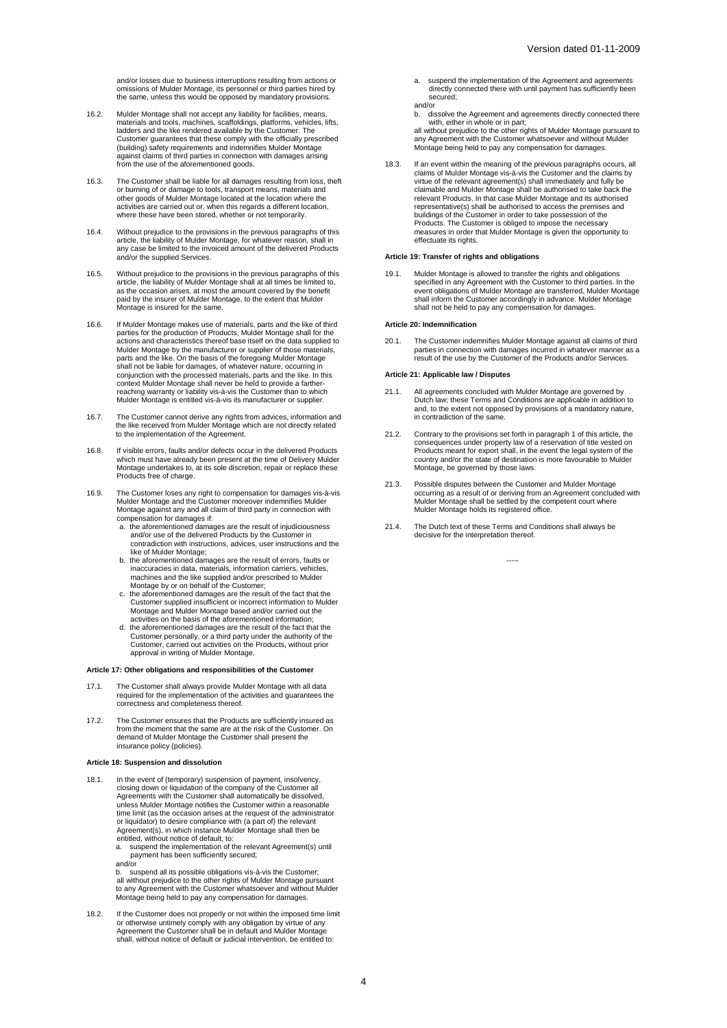and/or losses due to business interruptions resulting from actions or omissions of Mulder Montage, its personnel or third parties hired by the same, unless this would be opposed by mandatory provisions.

16.2. Mulder Montage shall not accept any liability for facilities, means, materials and tools, machines, scaffoldings, platforms, vehicles, lifts, ladders and the like rendered available by the Customer. The Customer guarantees that these comply with the officially prescribed (building) safety requirements and indemnifies Mulder Montage against claims of third parties in connection with damages arising from the use of the aforementioned goods.

16.3. The Customer shall be liable for all damages resulting from loss, theft or burning of or damage to tools, transport means, materials and other goods of Mulder Montage located at the location where the activities are carried out or, when this regards a different location, where these have been stored, whether or not temporarily.

16.4. Without prejudice to the provisions in the previous paragraphs of this article, the liability of Mulder Montage, for whatever reason, shall in any case be limited to the invoiced amount of the delivered Products and/or the supplied Services.

16.5. Without prejudice to the provisions in the previous paragraphs of this article, the liability of Mulder Montage shall at all times be limited to, as the occasion arises, at most the amount covered by the benefit paid by the insurer of Mulder Montage, to the extent that Mulder Montage is insured for the same.

16.6. If Mulder Montage makes use of materials, parts and the like of third parties for the production of Products, Mulder Montage shall for the actions and characteristics thereof base itself on the data supplied to Mulder Montage by the manufacturer or supplier of those materials, parts and the like. On the basis of the foregoing Mulder Montage shall not be liable for damages, of whatever nature, occurring in conjunction with the processed materials, parts and the like. In this context Mulder Montage shall never be held to provide a farther-reaching warranty or liability vis-à-vis the Customer than to which Mulder Montage is entitled vis-à-vis its manufacturer or supplier.

16.7. The Customer cannot derive any rights from advices, information and the like received from Mulder Montage which are not directly related to the implementation of the Agreement.

16.8. If visible errors, faults and/or defects occur in the delivered Products which must have already been present at the time of Delivery Mulder Montage undertakes to, at its sole discretion, repair or replace these Products free of charge.

16.9. The Customer loses any right to compensation for damages vis-à-vis Mulder Montage and the Customer moreover indemnifies Mulder Montage against any and all claim of third party in connection with compensation for damages if:

a. the aforementioned damages are the result of injudiciousness and/or use of the delivered Products by the Customer in contradiction with instructions, advices, user instructions and the like of Mulder Montage;
b. the aforementioned damages are the result of errors, faults or inaccuracies in data, materials, information carriers, vehicles, machines and the like supplied and/or prescribed to Mulder Montage by or on behalf of the Customer;
c. the aforementioned damages are the result of the fact that the Customer supplied insufficient or incorrect information to Mulder Montage and Mulder Montage based and/or carried out the activities on the basis of the aforementioned information;
d. the aforementioned damages are the result of the fact that the Customer personally, or a third party under the authority of the Customer, carried out activities on the Products, without prior approval in writing of Mulder Montage.

**Article 17: Other obligations and responsibilities of the Customer**

17.1. The Customer shall always provide Mulder Montage with all data required for the implementation of the activities and guarantees the correctness and completeness thereof.

17.2. The Customer ensures that the Products are sufficiently insured as from the moment that the same are at the risk of the Customer. On demand of Mulder Montage the Customer shall present the insurance policy (policies).

**Article 18: Suspension and dissolution**

18.1. In the event of (temporary) suspension of payment, insolvency, closing down or liquidation of the company of the Customer all Agreements with the Customer shall automatically be dissolved, unless Mulder Montage notifies the Customer within a reasonable time limit (as the occasion arises at the request of the administrator or liquidator) to desire compliance with (a part of) the relevant Agreement(s), in which instance Mulder Montage shall then be entitled, without notice of default, to:

a. suspend the implementation of the relevant Agreement(s) until payment has been sufficiently secured;

and/or

b. suspend all its possible obligations vis-à-vis the Customer;

all without prejudice to the other rights of Mulder Montage pursuant to any Agreement with the Customer whatsoever and without Mulder Montage being held to pay any compensation for damages.

18.2. If the Customer does not properly or not within the imposed time limit or otherwise untimely comply with any obligation by virtue of any Agreement the Customer shall be in default and Mulder Montage shall, without notice of default or judicial intervention, be entitled to:

a. suspend the implementation of the Agreement and agreements directly connected there with until payment has sufficiently been secured;

and/or

b. dissolve the Agreement and agreements directly connected there with, either in whole or in part;

all without prejudice to the other rights of Mulder Montage pursuant to any Agreement with the Customer whatsoever and without Mulder Montage being held to pay any compensation for damages.

18.3. If an event within the meaning of the previous paragraphs occurs, all claims of Mulder Montage vis-à-vis the Customer and the claims by virtue of the relevant agreement(s) shall immediately and fully be claimable and Mulder Montage shall be authorised to take back the relevant Products. In that case Mulder Montage and its authorised representative(s) shall be authorised to access the premises and buildings of the Customer in order to take possession of the Products. The Customer is obliged to impose the necessary measures in order that Mulder Montage is given the opportunity to effectuate its rights.

**Article 19: Transfer of rights and obligations**

19.1. Mulder Montage is allowed to transfer the rights and obligations specified in any Agreement with the Customer to third parties. In the event obligations of Mulder Montage are transferred, Mulder Montage shall inform the Customer accordingly in advance. Mulder Montage shall not be held to pay any compensation for damages.

**Article 20: Indemnification**

20.1. The Customer indemnifies Mulder Montage against all claims of third parties in connection with damages incurred in whatever manner as a result of the use by the Customer of the Products and/or Services.

**Article 21: Applicable law / Disputes**

21.1. All agreements concluded with Mulder Montage are governed by Dutch law; these Terms and Conditions are applicable in addition to and, to the extent not opposed by provisions of a mandatory nature, in contradiction of the same.

21.2. Contrary to the provisions set forth in paragraph 1 of this article, the consequences under property law of a reservation of title vested on Products meant for export shall, in the event the legal system of the country and/or the state of destination is more favourable to Mulder Montage, be governed by those laws.

21.3. Possible disputes between the Customer and Mulder Montage occurring as a result of or deriving from an Agreement concluded with Mulder Montage shall be settled by the competent court where Mulder Montage holds its registered office.

21.4. The Dutch text of these Terms and Conditions shall always be decisive for the interpretation thereof.

-----